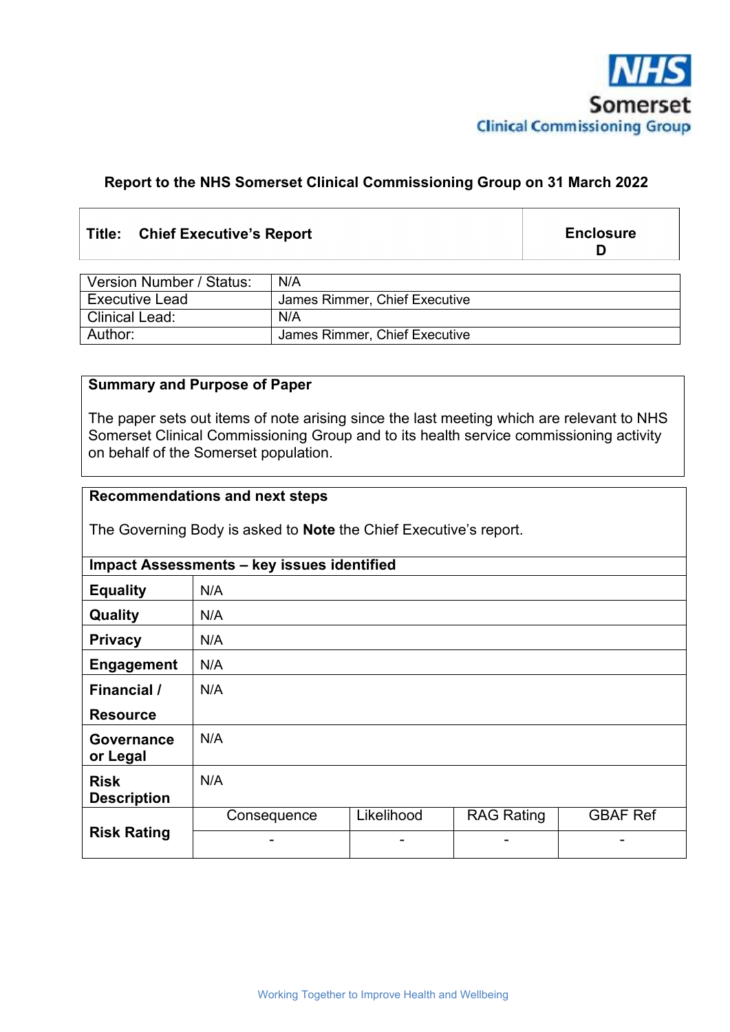NHS
Somerset
Clinical Commissioning Group

**Report to the NHS Somerset Clinical Commissioning Group on 31 March 2022**

| **Title: Chief Executive's Report** | **Enclosure D** |
|---|---|

| Version Number / Status: | N/A |
|---|---|
| Executive Lead | James Rimmer, Chief Executive |
| Clinical Lead: | N/A |
| Author: | James Rimmer, Chief Executive |

**Summary and Purpose of Paper**

The paper sets out items of note arising since the last meeting which are relevant to NHS Somerset Clinical Commissioning Group and to its health service commissioning activity on behalf of the Somerset population.

**Recommendations and next steps**

The Governing Body is asked to **Note** the Chief Executive's report.

| **Impact Assessments – key issues identified** | | | | |
|---|---|---|---|---|
| **Equality** | N/A | | | |
| **Quality** | N/A | | | |
| **Privacy** | N/A | | | |
| **Engagement** | N/A | | | |
| **Financial / Resource** | N/A | | | |
| **Governance or Legal** | N/A | | | |
| **Risk Description** | N/A | | | |
| **Risk Rating** | Consequence | Likelihood | RAG Rating | GBAF Ref |
| | - | - | - | - |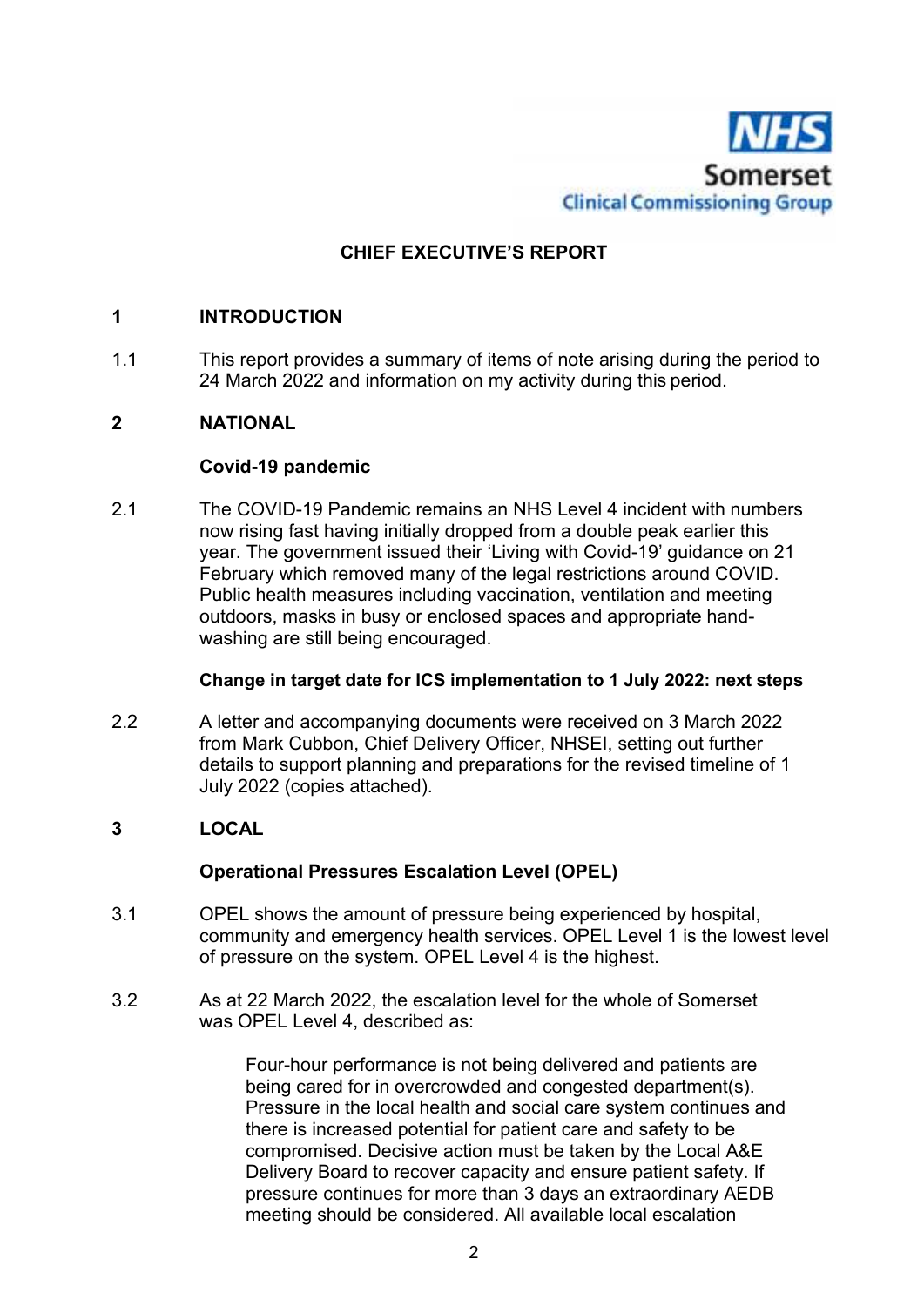NHS Somerset Clinical Commissioning Group

# CHIEF EXECUTIVE'S REPORT

## 1 INTRODUCTION

1.1 This report provides a summary of items of note arising during the period to 24 March 2022 and information on my activity during this period.

## 2 NATIONAL

### Covid-19 pandemic

2.1 The COVID-19 Pandemic remains an NHS Level 4 incident with numbers now rising fast having initially dropped from a double peak earlier this year. The government issued their 'Living with Covid-19' guidance on 21 February which removed many of the legal restrictions around COVID. Public health measures including vaccination, ventilation and meeting outdoors, masks in busy or enclosed spaces and appropriate hand-washing are still being encouraged.

### Change in target date for ICS implementation to 1 July 2022: next steps

2.2 A letter and accompanying documents were received on 3 March 2022 from Mark Cubbon, Chief Delivery Officer, NHSEI, setting out further details to support planning and preparations for the revised timeline of 1 July 2022 (copies attached).

## 3 LOCAL

### Operational Pressures Escalation Level (OPEL)

3.1 OPEL shows the amount of pressure being experienced by hospital, community and emergency health services. OPEL Level 1 is the lowest level of pressure on the system. OPEL Level 4 is the highest.

3.2 As at 22 March 2022, the escalation level for the whole of Somerset was OPEL Level 4, described as:

> Four-hour performance is not being delivered and patients are being cared for in overcrowded and congested department(s). Pressure in the local health and social care system continues and there is increased potential for patient care and safety to be compromised. Decisive action must be taken by the Local A&E Delivery Board to recover capacity and ensure patient safety. If pressure continues for more than 3 days an extraordinary AEDB meeting should be considered. All available local escalation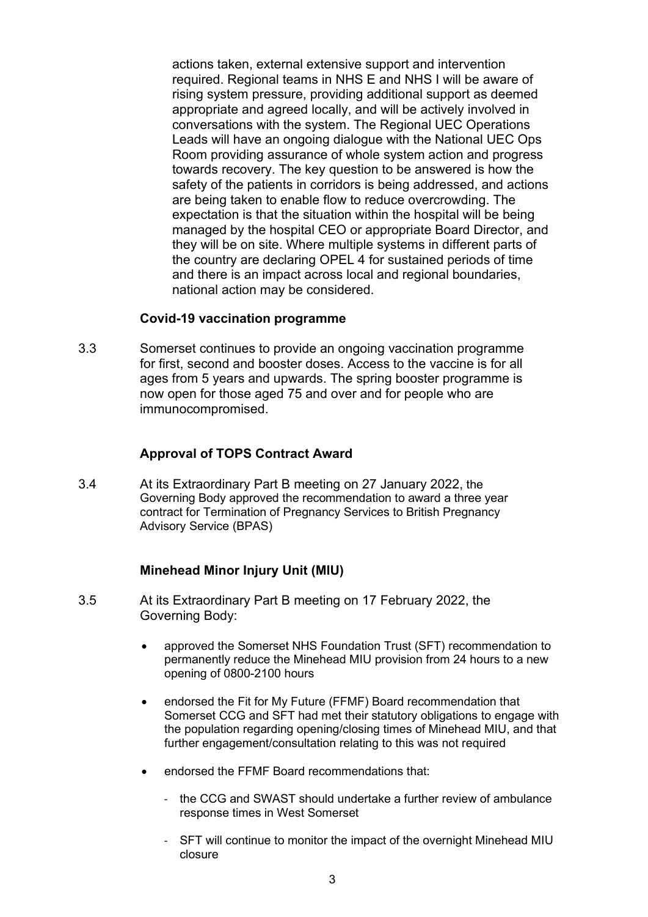actions taken, external extensive support and intervention required. Regional teams in NHS E and NHS I will be aware of rising system pressure, providing additional support as deemed appropriate and agreed locally, and will be actively involved in conversations with the system. The Regional UEC Operations Leads will have an ongoing dialogue with the National UEC Ops Room providing assurance of whole system action and progress towards recovery. The key question to be answered is how the safety of the patients in corridors is being addressed, and actions are being taken to enable flow to reduce overcrowding. The expectation is that the situation within the hospital will be being managed by the hospital CEO or appropriate Board Director, and they will be on site. Where multiple systems in different parts of the country are declaring OPEL 4 for sustained periods of time and there is an impact across local and regional boundaries, national action may be considered.

**Covid-19 vaccination programme**

3.3 Somerset continues to provide an ongoing vaccination programme for first, second and booster doses. Access to the vaccine is for all ages from 5 years and upwards. The spring booster programme is now open for those aged 75 and over and for people who are immunocompromised.

**Approval of TOPS Contract Award**

3.4 At its Extraordinary Part B meeting on 27 January 2022, the Governing Body approved the recommendation to award a three year contract for Termination of Pregnancy Services to British Pregnancy Advisory Service (BPAS)

**Minehead Minor Injury Unit (MIU)**

3.5 At its Extraordinary Part B meeting on 17 February 2022, the Governing Body:

- approved the Somerset NHS Foundation Trust (SFT) recommendation to permanently reduce the Minehead MIU provision from 24 hours to a new opening of 0800-2100 hours
- endorsed the Fit for My Future (FFMF) Board recommendation that Somerset CCG and SFT had met their statutory obligations to engage with the population regarding opening/closing times of Minehead MIU, and that further engagement/consultation relating to this was not required
- endorsed the FFMF Board recommendations that:
  - the CCG and SWAST should undertake a further review of ambulance response times in West Somerset
  - SFT will continue to monitor the impact of the overnight Minehead MIU closure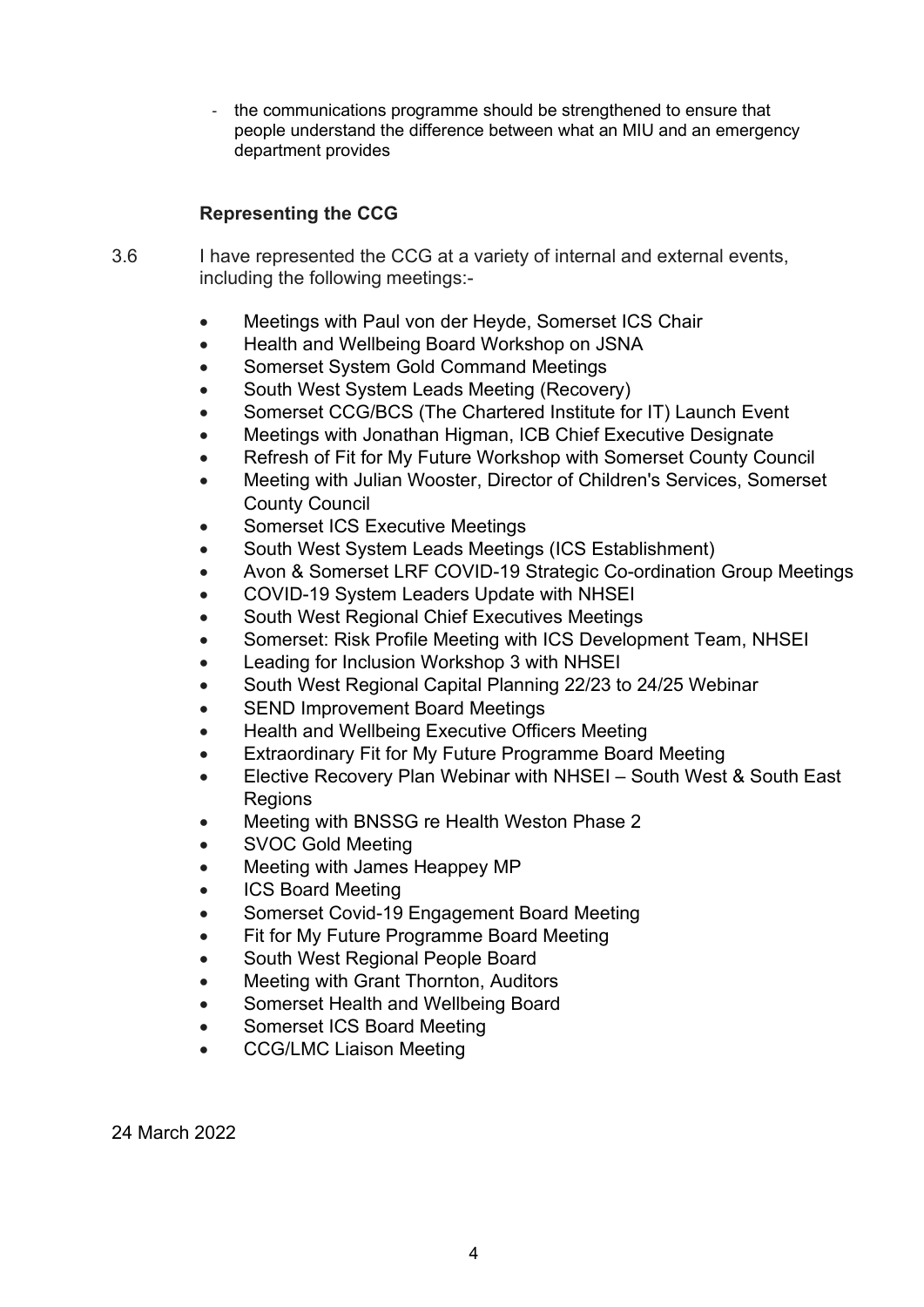- the communications programme should be strengthened to ensure that people understand the difference between what an MIU and an emergency department provides

### Representing the CCG

3.6 I have represented the CCG at a variety of internal and external events, including the following meetings:-

- Meetings with Paul von der Heyde, Somerset ICS Chair
- Health and Wellbeing Board Workshop on JSNA
- Somerset System Gold Command Meetings
- South West System Leads Meeting (Recovery)
- Somerset CCG/BCS (The Chartered Institute for IT) Launch Event
- Meetings with Jonathan Higman, ICB Chief Executive Designate
- Refresh of Fit for My Future Workshop with Somerset County Council
- Meeting with Julian Wooster, Director of Children's Services, Somerset County Council
- Somerset ICS Executive Meetings
- South West System Leads Meetings (ICS Establishment)
- Avon & Somerset LRF COVID-19 Strategic Co-ordination Group Meetings
- COVID-19 System Leaders Update with NHSEI
- South West Regional Chief Executives Meetings
- Somerset: Risk Profile Meeting with ICS Development Team, NHSEI
- Leading for Inclusion Workshop 3 with NHSEI
- South West Regional Capital Planning 22/23 to 24/25 Webinar
- SEND Improvement Board Meetings
- Health and Wellbeing Executive Officers Meeting
- Extraordinary Fit for My Future Programme Board Meeting
- Elective Recovery Plan Webinar with NHSEI – South West & South East Regions
- Meeting with BNSSG re Health Weston Phase 2
- SVOC Gold Meeting
- Meeting with James Heappey MP
- ICS Board Meeting
- Somerset Covid-19 Engagement Board Meeting
- Fit for My Future Programme Board Meeting
- South West Regional People Board
- Meeting with Grant Thornton, Auditors
- Somerset Health and Wellbeing Board
- Somerset ICS Board Meeting
- CCG/LMC Liaison Meeting

24 March 2022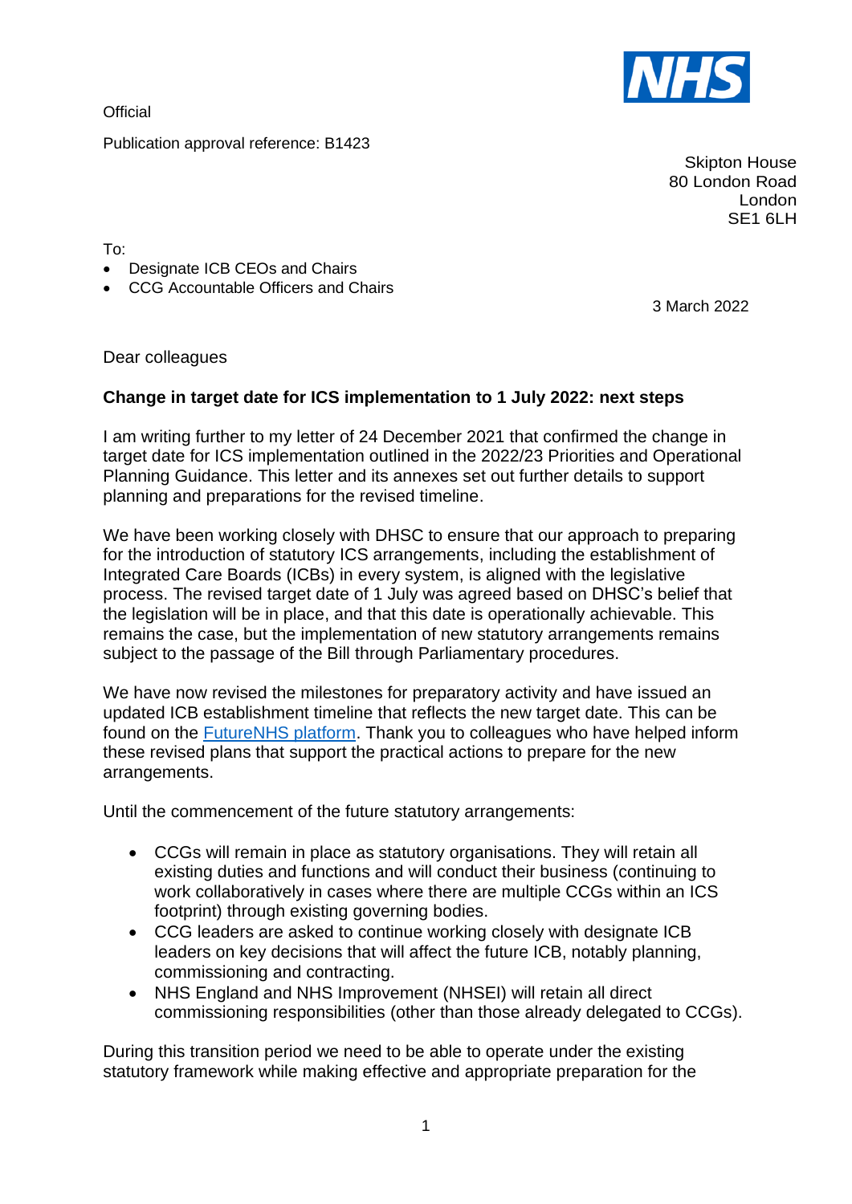Official

Publication approval reference: B1423

Skipton House
80 London Road
London
SE1 6LH

To:

- Designate ICB CEOs and Chairs
- CCG Accountable Officers and Chairs

3 March 2022

Dear colleagues

**Change in target date for ICS implementation to 1 July 2022: next steps**

I am writing further to my letter of 24 December 2021 that confirmed the change in target date for ICS implementation outlined in the 2022/23 Priorities and Operational Planning Guidance. This letter and its annexes set out further details to support planning and preparations for the revised timeline.

We have been working closely with DHSC to ensure that our approach to preparing for the introduction of statutory ICS arrangements, including the establishment of Integrated Care Boards (ICBs) in every system, is aligned with the legislative process. The revised target date of 1 July was agreed based on DHSC's belief that the legislation will be in place, and that this date is operationally achievable. This remains the case, but the implementation of new statutory arrangements remains subject to the passage of the Bill through Parliamentary procedures.

We have now revised the milestones for preparatory activity and have issued an updated ICB establishment timeline that reflects the new target date. This can be found on the FutureNHS platform. Thank you to colleagues who have helped inform these revised plans that support the practical actions to prepare for the new arrangements.

Until the commencement of the future statutory arrangements:

- CCGs will remain in place as statutory organisations. They will retain all existing duties and functions and will conduct their business (continuing to work collaboratively in cases where there are multiple CCGs within an ICS footprint) through existing governing bodies.
- CCG leaders are asked to continue working closely with designate ICB leaders on key decisions that will affect the future ICB, notably planning, commissioning and contracting.
- NHS England and NHS Improvement (NHSEI) will retain all direct commissioning responsibilities (other than those already delegated to CCGs).

During this transition period we need to be able to operate under the existing statutory framework while making effective and appropriate preparation for the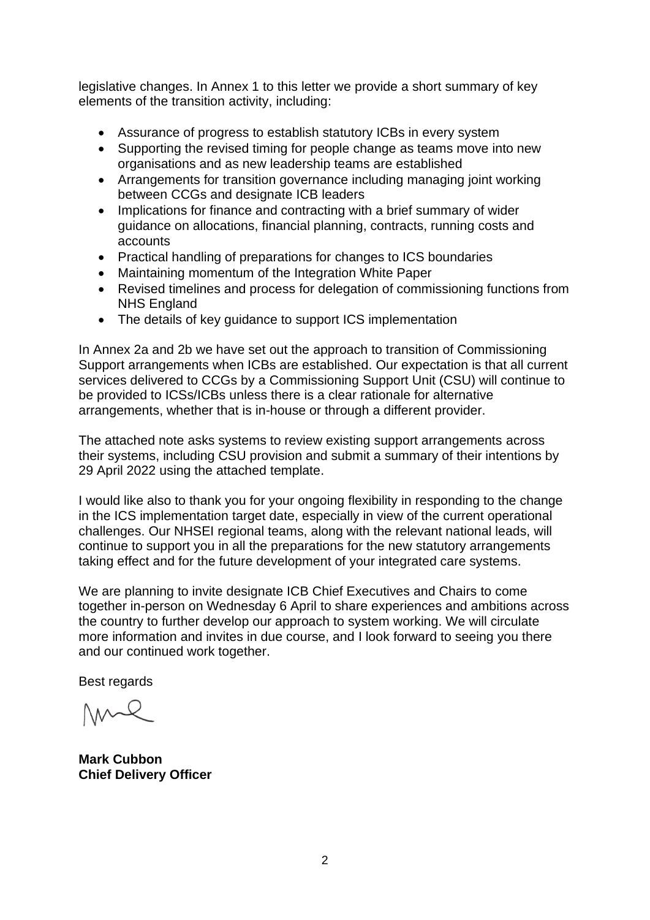legislative changes. In Annex 1 to this letter we provide a short summary of key elements of the transition activity, including:

- Assurance of progress to establish statutory ICBs in every system
- Supporting the revised timing for people change as teams move into new organisations and as new leadership teams are established
- Arrangements for transition governance including managing joint working between CCGs and designate ICB leaders
- Implications for finance and contracting with a brief summary of wider guidance on allocations, financial planning, contracts, running costs and accounts
- Practical handling of preparations for changes to ICS boundaries
- Maintaining momentum of the Integration White Paper
- Revised timelines and process for delegation of commissioning functions from NHS England
- The details of key guidance to support ICS implementation

In Annex 2a and 2b we have set out the approach to transition of Commissioning Support arrangements when ICBs are established. Our expectation is that all current services delivered to CCGs by a Commissioning Support Unit (CSU) will continue to be provided to ICSs/ICBs unless there is a clear rationale for alternative arrangements, whether that is in-house or through a different provider.

The attached note asks systems to review existing support arrangements across their systems, including CSU provision and submit a summary of their intentions by 29 April 2022 using the attached template.

I would like also to thank you for your ongoing flexibility in responding to the change in the ICS implementation target date, especially in view of the current operational challenges. Our NHSEI regional teams, along with the relevant national leads, will continue to support you in all the preparations for the new statutory arrangements taking effect and for the future development of your integrated care systems.

We are planning to invite designate ICB Chief Executives and Chairs to come together in-person on Wednesday 6 April to share experiences and ambitions across the country to further develop our approach to system working. We will circulate more information and invites in due course, and I look forward to seeing you there and our continued work together.

Best regards

**Mark Cubbon**
**Chief Delivery Officer**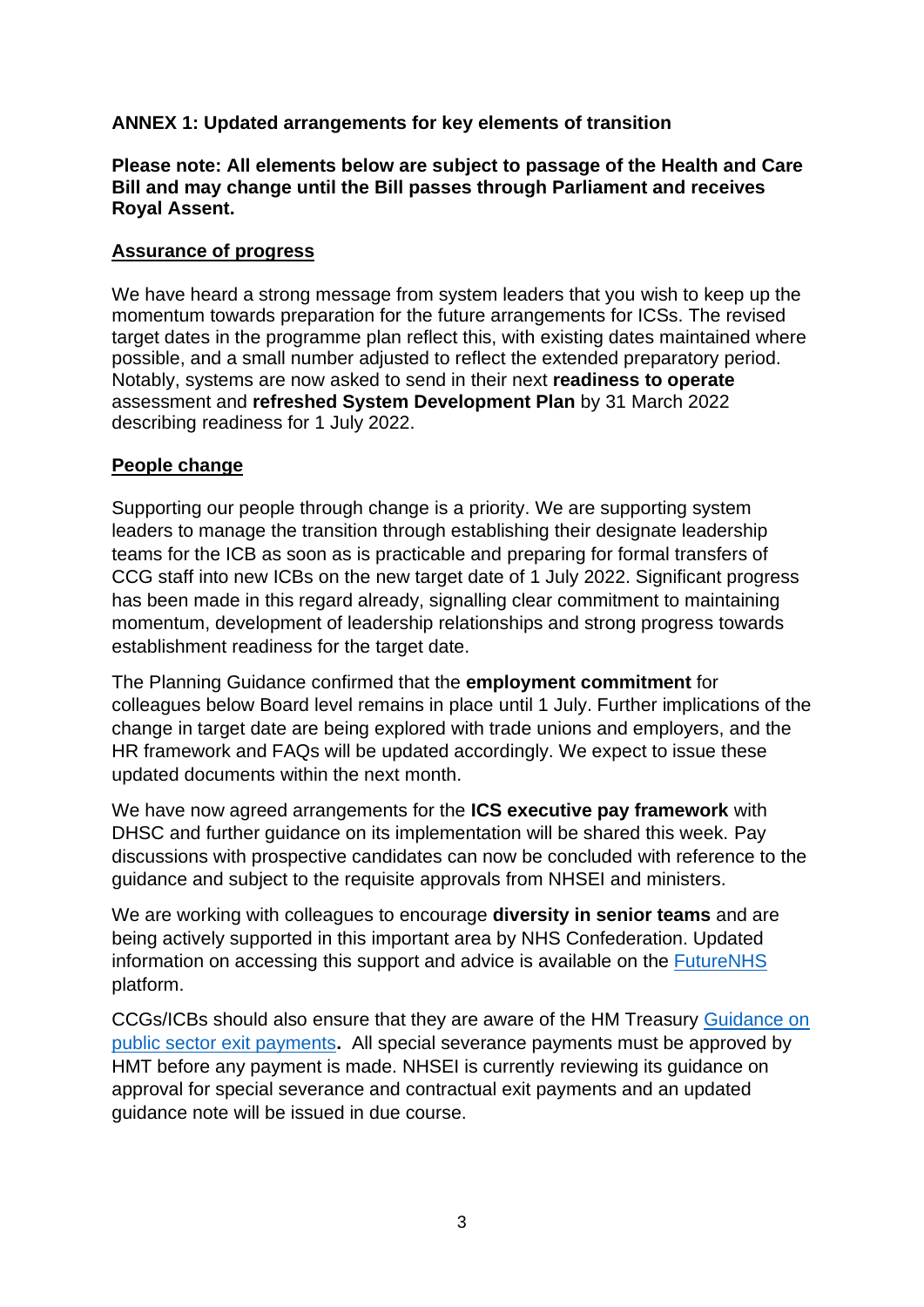**ANNEX 1: Updated arrangements for key elements of transition**

**Please note: All elements below are subject to passage of the Health and Care Bill and may change until the Bill passes through Parliament and receives Royal Assent.**

**Assurance of progress**

We have heard a strong message from system leaders that you wish to keep up the momentum towards preparation for the future arrangements for ICSs. The revised target dates in the programme plan reflect this, with existing dates maintained where possible, and a small number adjusted to reflect the extended preparatory period. Notably, systems are now asked to send in their next **readiness to operate** assessment and **refreshed System Development Plan** by 31 March 2022 describing readiness for 1 July 2022.

**People change**

Supporting our people through change is a priority. We are supporting system leaders to manage the transition through establishing their designate leadership teams for the ICB as soon as is practicable and preparing for formal transfers of CCG staff into new ICBs on the new target date of 1 July 2022. Significant progress has been made in this regard already, signalling clear commitment to maintaining momentum, development of leadership relationships and strong progress towards establishment readiness for the target date.

The Planning Guidance confirmed that the **employment commitment** for colleagues below Board level remains in place until 1 July. Further implications of the change in target date are being explored with trade unions and employers, and the HR framework and FAQs will be updated accordingly. We expect to issue these updated documents within the next month.

We have now agreed arrangements for the **ICS executive pay framework** with DHSC and further guidance on its implementation will be shared this week. Pay discussions with prospective candidates can now be concluded with reference to the guidance and subject to the requisite approvals from NHSEI and ministers.

We are working with colleagues to encourage **diversity in senior teams** and are being actively supported in this important area by NHS Confederation. Updated information on accessing this support and advice is available on the [FutureNHS](#) platform.

CCGs/ICBs should also ensure that they are aware of the HM Treasury [Guidance on public sector exit payments](#)**.** All special severance payments must be approved by HMT before any payment is made. NHSEI is currently reviewing its guidance on approval for special severance and contractual exit payments and an updated guidance note will be issued in due course.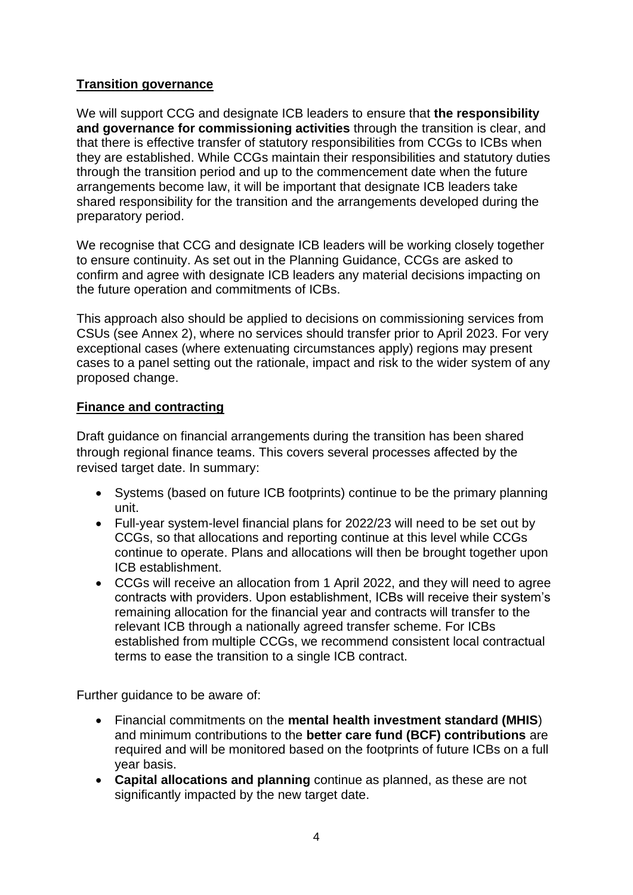## Transition governance

We will support CCG and designate ICB leaders to ensure that **the responsibility and governance for commissioning activities** through the transition is clear, and that there is effective transfer of statutory responsibilities from CCGs to ICBs when they are established. While CCGs maintain their responsibilities and statutory duties through the transition period and up to the commencement date when the future arrangements become law, it will be important that designate ICB leaders take shared responsibility for the transition and the arrangements developed during the preparatory period.

We recognise that CCG and designate ICB leaders will be working closely together to ensure continuity. As set out in the Planning Guidance, CCGs are asked to confirm and agree with designate ICB leaders any material decisions impacting on the future operation and commitments of ICBs.

This approach also should be applied to decisions on commissioning services from CSUs (see Annex 2), where no services should transfer prior to April 2023. For very exceptional cases (where extenuating circumstances apply) regions may present cases to a panel setting out the rationale, impact and risk to the wider system of any proposed change.

## Finance and contracting

Draft guidance on financial arrangements during the transition has been shared through regional finance teams. This covers several processes affected by the revised target date. In summary:

- Systems (based on future ICB footprints) continue to be the primary planning unit.
- Full-year system-level financial plans for 2022/23 will need to be set out by CCGs, so that allocations and reporting continue at this level while CCGs continue to operate. Plans and allocations will then be brought together upon ICB establishment.
- CCGs will receive an allocation from 1 April 2022, and they will need to agree contracts with providers. Upon establishment, ICBs will receive their system's remaining allocation for the financial year and contracts will transfer to the relevant ICB through a nationally agreed transfer scheme. For ICBs established from multiple CCGs, we recommend consistent local contractual terms to ease the transition to a single ICB contract.

Further guidance to be aware of:

- Financial commitments on the **mental health investment standard (MHIS**) and minimum contributions to the **better care fund (BCF) contributions** are required and will be monitored based on the footprints of future ICBs on a full year basis.
- **Capital allocations and planning** continue as planned, as these are not significantly impacted by the new target date.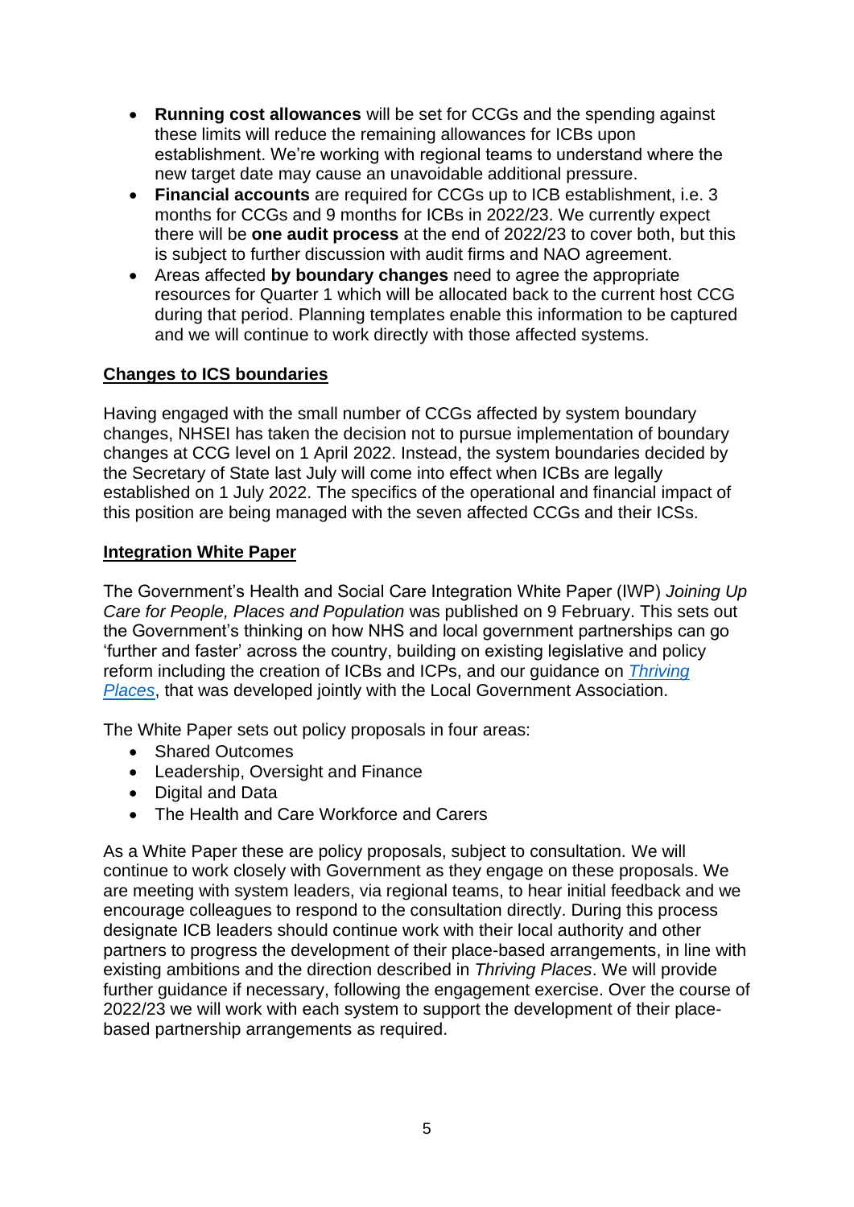- **Running cost allowances** will be set for CCGs and the spending against these limits will reduce the remaining allowances for ICBs upon establishment. We're working with regional teams to understand where the new target date may cause an unavoidable additional pressure.
- **Financial accounts** are required for CCGs up to ICB establishment, i.e. 3 months for CCGs and 9 months for ICBs in 2022/23. We currently expect there will be **one audit process** at the end of 2022/23 to cover both, but this is subject to further discussion with audit firms and NAO agreement.
- Areas affected **by boundary changes** need to agree the appropriate resources for Quarter 1 which will be allocated back to the current host CCG during that period. Planning templates enable this information to be captured and we will continue to work directly with those affected systems.

**Changes to ICS boundaries**

Having engaged with the small number of CCGs affected by system boundary changes, NHSEI has taken the decision not to pursue implementation of boundary changes at CCG level on 1 April 2022. Instead, the system boundaries decided by the Secretary of State last July will come into effect when ICBs are legally established on 1 July 2022. The specifics of the operational and financial impact of this position are being managed with the seven affected CCGs and their ICSs.

**Integration White Paper**

The Government's Health and Social Care Integration White Paper (IWP) *Joining Up Care for People, Places and Population* was published on 9 February. This sets out the Government's thinking on how NHS and local government partnerships can go 'further and faster' across the country, building on existing legislative and policy reform including the creation of ICBs and ICPs, and our guidance on *Thriving Places*, that was developed jointly with the Local Government Association.

The White Paper sets out policy proposals in four areas:

- Shared Outcomes
- Leadership, Oversight and Finance
- Digital and Data
- The Health and Care Workforce and Carers

As a White Paper these are policy proposals, subject to consultation. We will continue to work closely with Government as they engage on these proposals. We are meeting with system leaders, via regional teams, to hear initial feedback and we encourage colleagues to respond to the consultation directly. During this process designate ICB leaders should continue work with their local authority and other partners to progress the development of their place-based arrangements, in line with existing ambitions and the direction described in *Thriving Places*. We will provide further guidance if necessary, following the engagement exercise. Over the course of 2022/23 we will work with each system to support the development of their place-based partnership arrangements as required.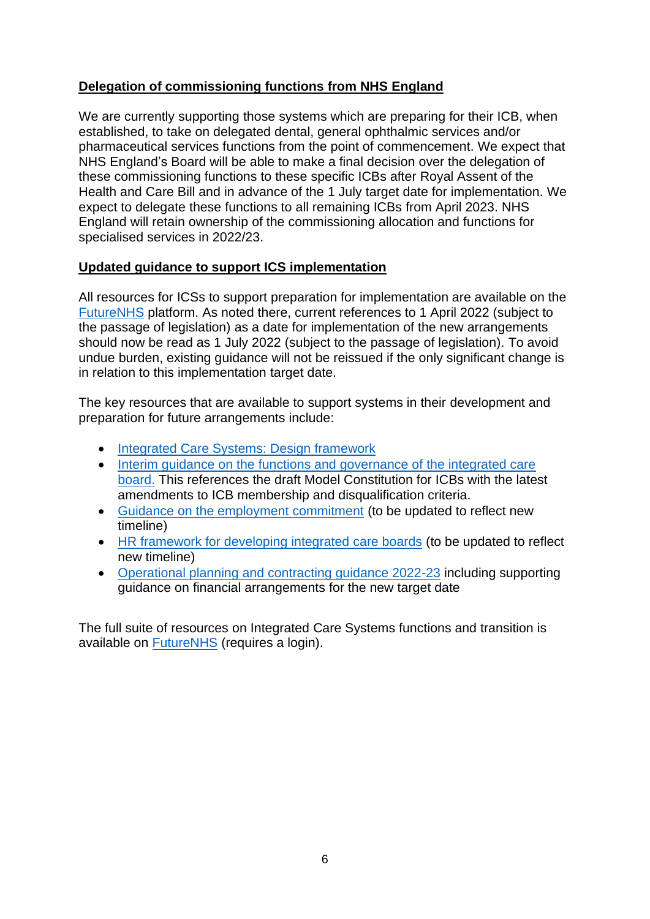## Delegation of commissioning functions from NHS England

We are currently supporting those systems which are preparing for their ICB, when established, to take on delegated dental, general ophthalmic services and/or pharmaceutical services functions from the point of commencement. We expect that NHS England's Board will be able to make a final decision over the delegation of these commissioning functions to these specific ICBs after Royal Assent of the Health and Care Bill and in advance of the 1 July target date for implementation. We expect to delegate these functions to all remaining ICBs from April 2023. NHS England will retain ownership of the commissioning allocation and functions for specialised services in 2022/23.

## Updated guidance to support ICS implementation

All resources for ICSs to support preparation for implementation are available on the FutureNHS platform. As noted there, current references to 1 April 2022 (subject to the passage of legislation) as a date for implementation of the new arrangements should now be read as 1 July 2022 (subject to the passage of legislation). To avoid undue burden, existing guidance will not be reissued if the only significant change is in relation to this implementation target date.

The key resources that are available to support systems in their development and preparation for future arrangements include:

- Integrated Care Systems: Design framework
- Interim guidance on the functions and governance of the integrated care board. This references the draft Model Constitution for ICBs with the latest amendments to ICB membership and disqualification criteria.
- Guidance on the employment commitment (to be updated to reflect new timeline)
- HR framework for developing integrated care boards (to be updated to reflect new timeline)
- Operational planning and contracting guidance 2022-23 including supporting guidance on financial arrangements for the new target date

The full suite of resources on Integrated Care Systems functions and transition is available on FutureNHS (requires a login).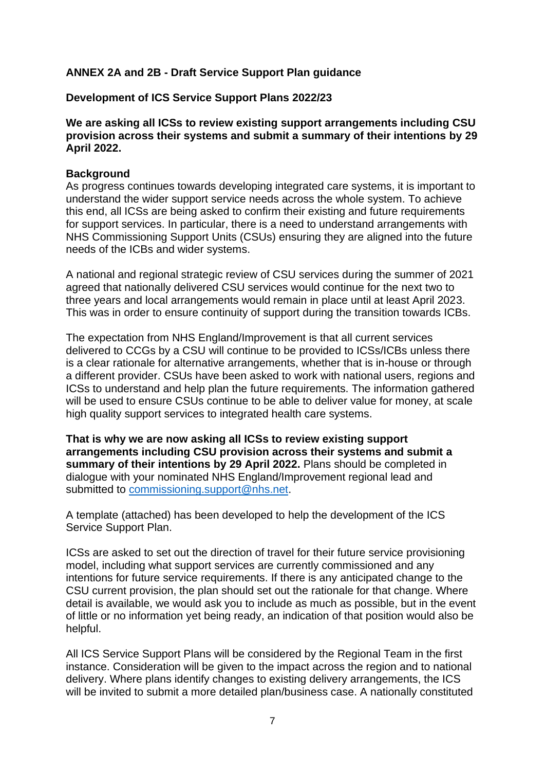**ANNEX 2A and 2B - Draft Service Support Plan guidance**

**Development of ICS Service Support Plans 2022/23**

**We are asking all ICSs to review existing support arrangements including CSU provision across their systems and submit a summary of their intentions by 29 April 2022.**

**Background**

As progress continues towards developing integrated care systems, it is important to understand the wider support service needs across the whole system. To achieve this end, all ICSs are being asked to confirm their existing and future requirements for support services. In particular, there is a need to understand arrangements with NHS Commissioning Support Units (CSUs) ensuring they are aligned into the future needs of the ICBs and wider systems.

A national and regional strategic review of CSU services during the summer of 2021 agreed that nationally delivered CSU services would continue for the next two to three years and local arrangements would remain in place until at least April 2023. This was in order to ensure continuity of support during the transition towards ICBs.

The expectation from NHS England/Improvement is that all current services delivered to CCGs by a CSU will continue to be provided to ICSs/ICBs unless there is a clear rationale for alternative arrangements, whether that is in-house or through a different provider. CSUs have been asked to work with national users, regions and ICSs to understand and help plan the future requirements. The information gathered will be used to ensure CSUs continue to be able to deliver value for money, at scale high quality support services to integrated health care systems.

**That is why we are now asking all ICSs to review existing support arrangements including CSU provision across their systems and submit a summary of their intentions by 29 April 2022.** Plans should be completed in dialogue with your nominated NHS England/Improvement regional lead and submitted to [commissioning.support@nhs.net](mailto:commissioning.support@nhs.net).

A template (attached) has been developed to help the development of the ICS Service Support Plan.

ICSs are asked to set out the direction of travel for their future service provisioning model, including what support services are currently commissioned and any intentions for future service requirements. If there is any anticipated change to the CSU current provision, the plan should set out the rationale for that change. Where detail is available, we would ask you to include as much as possible, but in the event of little or no information yet being ready, an indication of that position would also be helpful.

All ICS Service Support Plans will be considered by the Regional Team in the first instance. Consideration will be given to the impact across the region and to national delivery. Where plans identify changes to existing delivery arrangements, the ICS will be invited to submit a more detailed plan/business case. A nationally constituted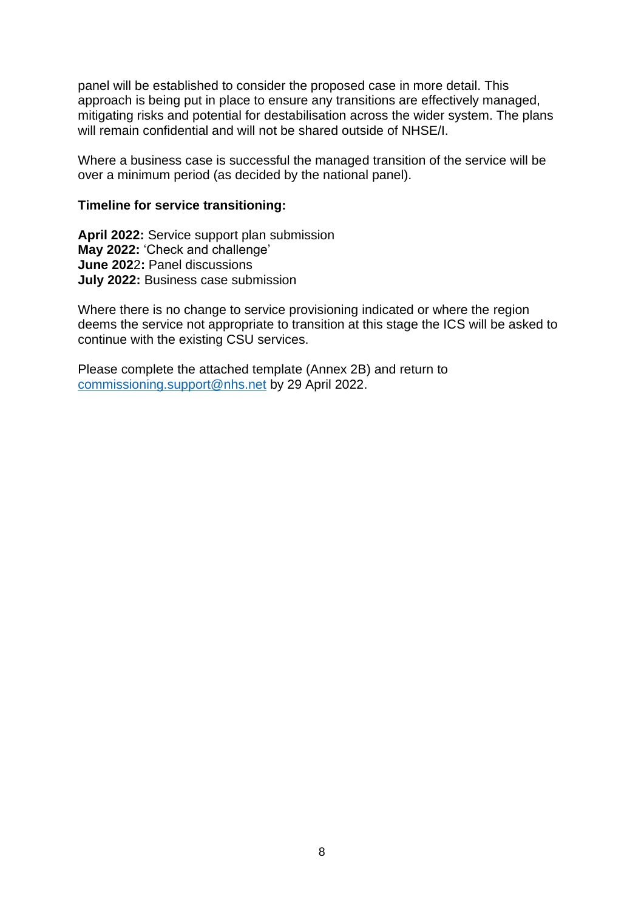panel will be established to consider the proposed case in more detail. This approach is being put in place to ensure any transitions are effectively managed, mitigating risks and potential for destabilisation across the wider system. The plans will remain confidential and will not be shared outside of NHSE/I.

Where a business case is successful the managed transition of the service will be over a minimum period (as decided by the national panel).

**Timeline for service transitioning:**

**April 2022:** Service support plan submission
**May 2022:** 'Check and challenge'
**June 2022:** Panel discussions
**July 2022:** Business case submission

Where there is no change to service provisioning indicated or where the region deems the service not appropriate to transition at this stage the ICS will be asked to continue with the existing CSU services.

Please complete the attached template (Annex 2B) and return to [commissioning.support@nhs.net](mailto:commissioning.support@nhs.net) by 29 April 2022.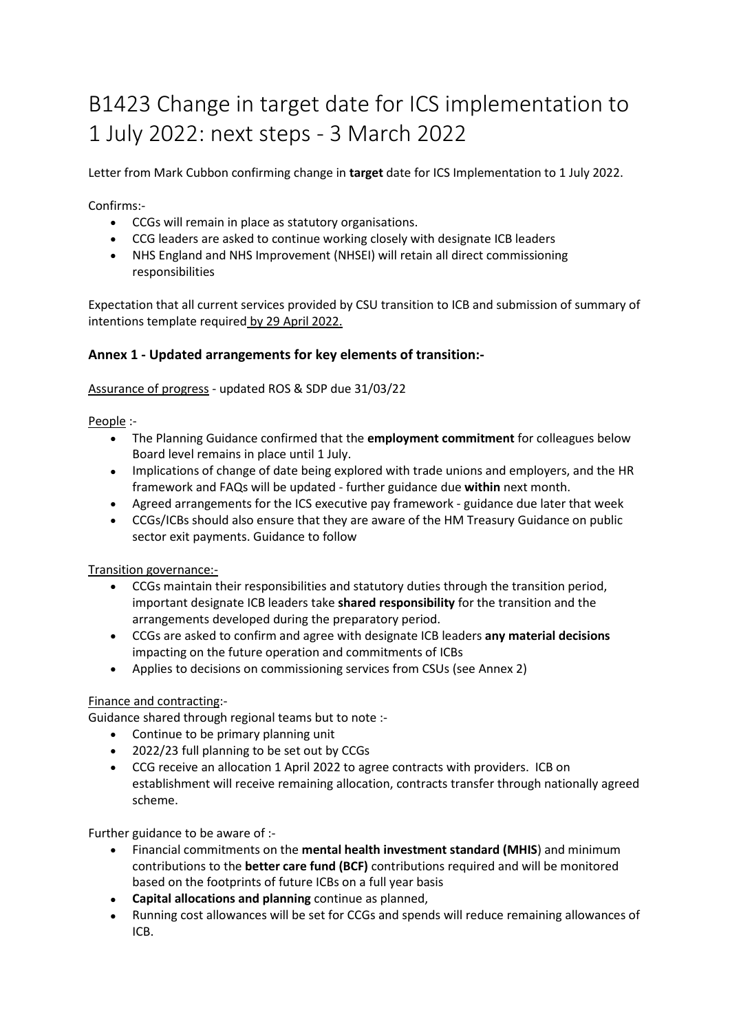# B1423 Change in target date for ICS implementation to 1 July 2022: next steps - 3 March 2022

Letter from Mark Cubbon confirming change in **target** date for ICS Implementation to 1 July 2022.

Confirms:-

- CCGs will remain in place as statutory organisations.
- CCG leaders are asked to continue working closely with designate ICB leaders
- NHS England and NHS Improvement (NHSEI) will retain all direct commissioning responsibilities

Expectation that all current services provided by CSU transition to ICB and submission of summary of intentions template required by 29 April 2022.

### Annex 1 - Updated arrangements for key elements of transition:-

Assurance of progress - updated ROS & SDP due 31/03/22

People :-

- The Planning Guidance confirmed that the **employment commitment** for colleagues below Board level remains in place until 1 July.
- Implications of change of date being explored with trade unions and employers, and the HR framework and FAQs will be updated - further guidance due **within** next month.
- Agreed arrangements for the ICS executive pay framework - guidance due later that week
- CCGs/ICBs should also ensure that they are aware of the HM Treasury Guidance on public sector exit payments. Guidance to follow

Transition governance:-

- CCGs maintain their responsibilities and statutory duties through the transition period, important designate ICB leaders take **shared responsibility** for the transition and the arrangements developed during the preparatory period.
- CCGs are asked to confirm and agree with designate ICB leaders **any material decisions** impacting on the future operation and commitments of ICBs
- Applies to decisions on commissioning services from CSUs (see Annex 2)

Finance and contracting:-

Guidance shared through regional teams but to note :-

- Continue to be primary planning unit
- 2022/23 full planning to be set out by CCGs
- CCG receive an allocation 1 April 2022 to agree contracts with providers. ICB on establishment will receive remaining allocation, contracts transfer through nationally agreed scheme.

Further guidance to be aware of :-

- Financial commitments on the **mental health investment standard (MHIS**) and minimum contributions to the **better care fund (BCF)** contributions required and will be monitored based on the footprints of future ICBs on a full year basis
- **Capital allocations and planning** continue as planned,
- Running cost allowances will be set for CCGs and spends will reduce remaining allowances of ICB.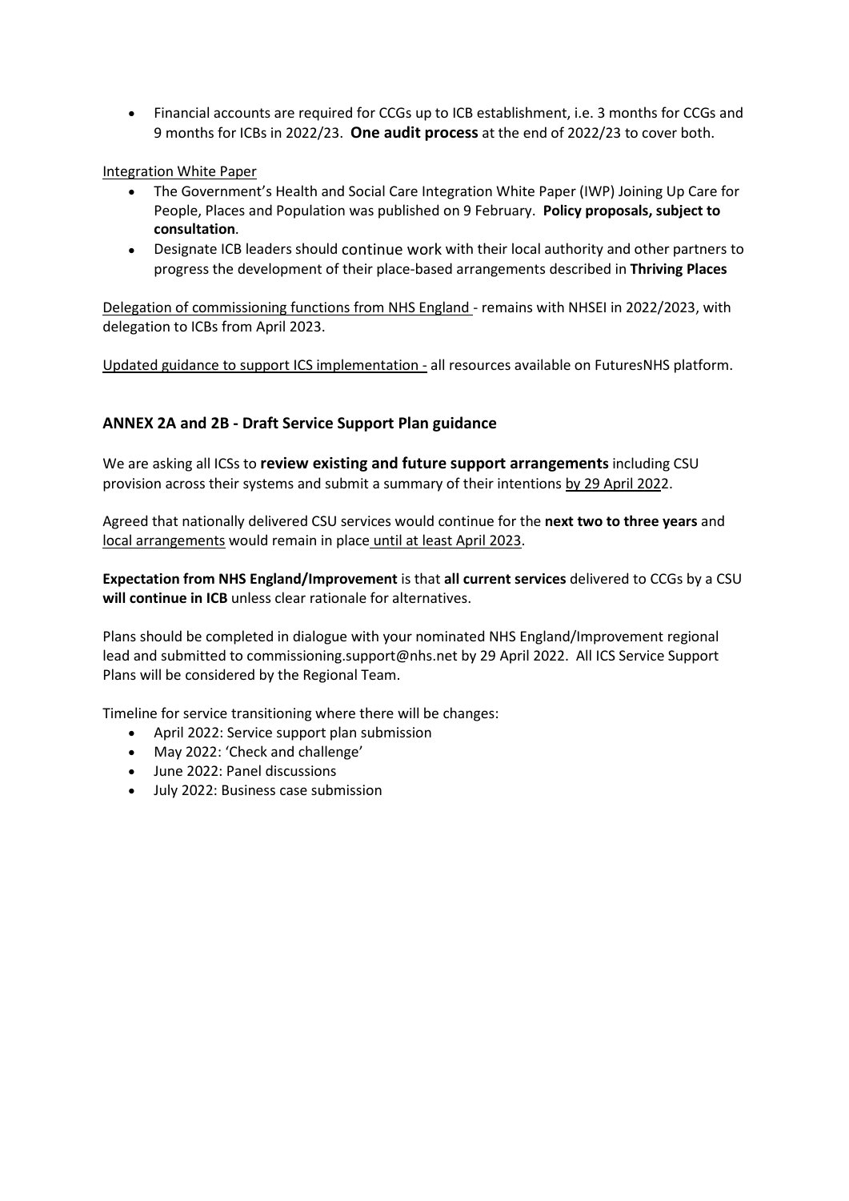- Financial accounts are required for CCGs up to ICB establishment, i.e. 3 months for CCGs and 9 months for ICBs in 2022/23. **One audit process** at the end of 2022/23 to cover both.

Integration White Paper

- The Government's Health and Social Care Integration White Paper (IWP) Joining Up Care for People, Places and Population was published on 9 February. **Policy proposals, subject to consultation**.
- Designate ICB leaders should continue work with their local authority and other partners to progress the development of their place-based arrangements described in **Thriving Places**

Delegation of commissioning functions from NHS England - remains with NHSEI in 2022/2023, with delegation to ICBs from April 2023.

Updated guidance to support ICS implementation - all resources available on FuturesNHS platform.

## ANNEX 2A and 2B - Draft Service Support Plan guidance

We are asking all ICSs to **review existing and future support arrangements** including CSU provision across their systems and submit a summary of their intentions by 29 April 2022.

Agreed that nationally delivered CSU services would continue for the **next two to three years** and local arrangements would remain in place until at least April 2023.

**Expectation from NHS England/Improvement** is that **all current services** delivered to CCGs by a CSU **will continue in ICB** unless clear rationale for alternatives.

Plans should be completed in dialogue with your nominated NHS England/Improvement regional lead and submitted to commissioning.support@nhs.net by 29 April 2022. All ICS Service Support Plans will be considered by the Regional Team.

Timeline for service transitioning where there will be changes:

- April 2022: Service support plan submission
- May 2022: 'Check and challenge'
- June 2022: Panel discussions
- July 2022: Business case submission